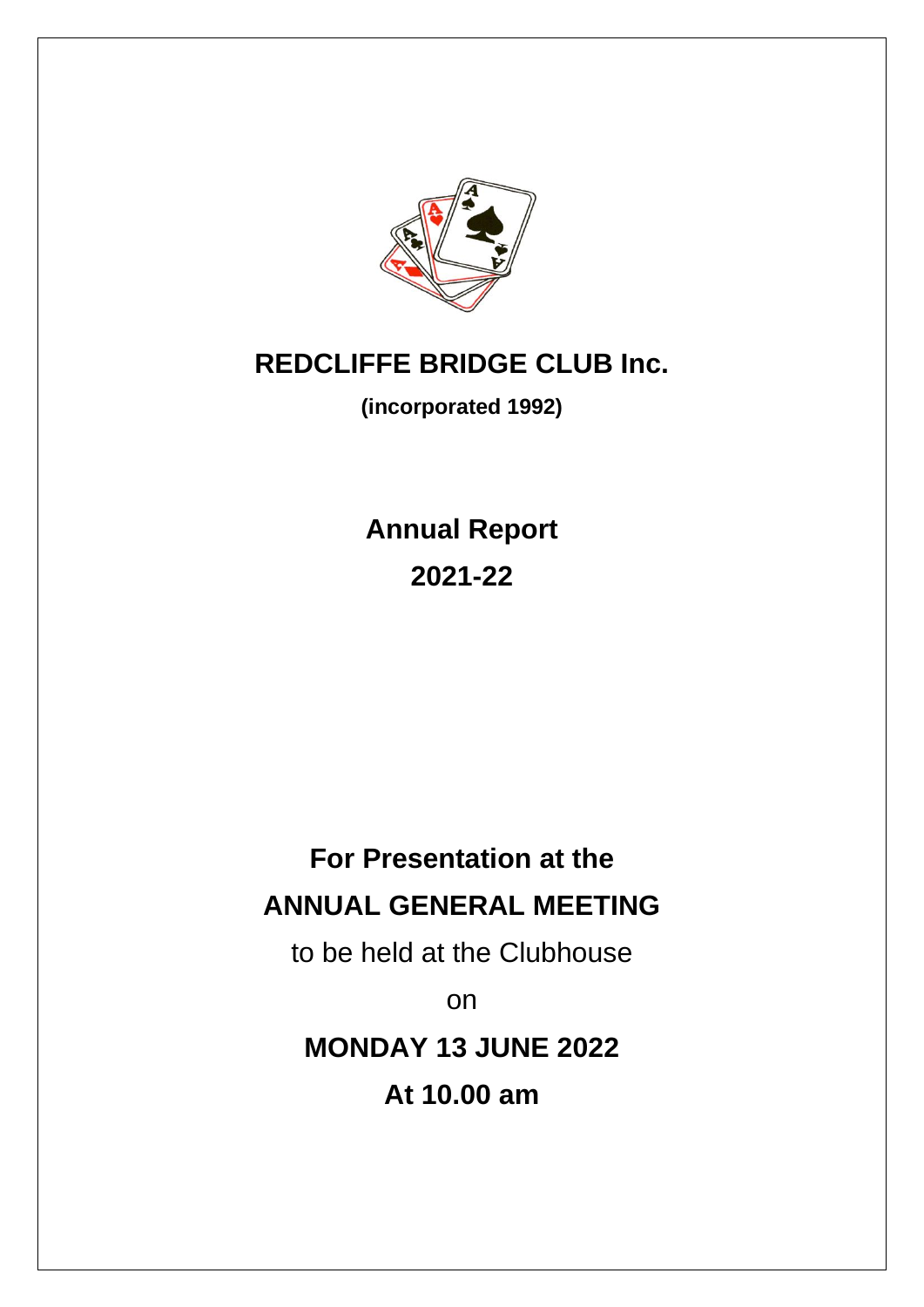# REDCLIFFE BRIDGE CLUB Inc.

**(incorporated 1992)**

## Annual Report

## 2021-22

**For Presentation at the**

**ANNUAL GENERAL MEETING**

to be held at the Clubhouse

on

**MONDAY 13 JUNE 2022**

**At 10.00 am**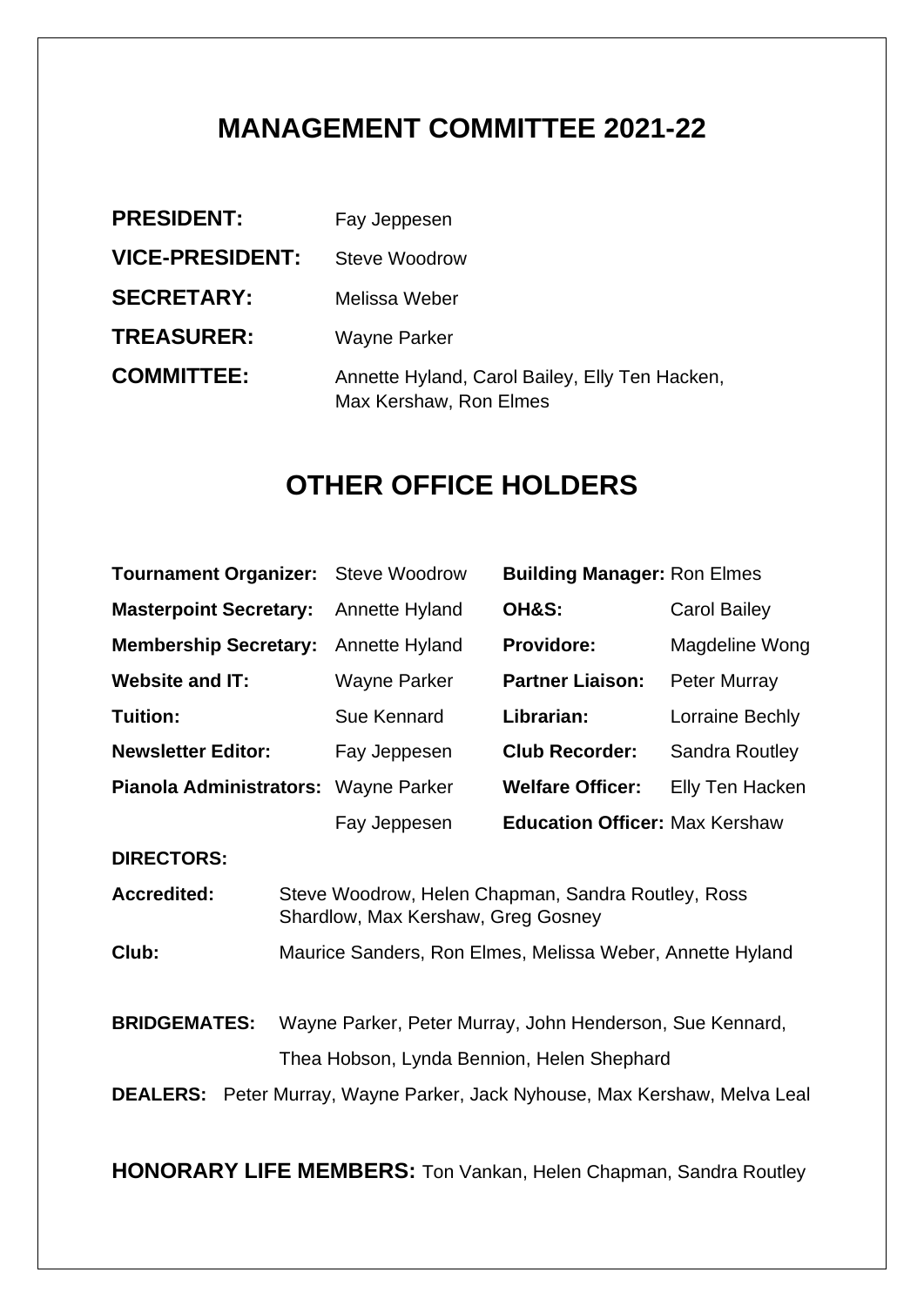# MANAGEMENT COMMITTEE 2021-22

| | |
|---|---|
| **PRESIDENT:** | Fay Jeppesen |
| **VICE-PRESIDENT:** | Steve Woodrow |
| **SECRETARY:** | Melissa Weber |
| **TREASURER:** | Wayne Parker |
| **COMMITTEE:** | Annette Hyland, Carol Bailey, Elly Ten Hacken, Max Kershaw, Ron Elmes |

# OTHER OFFICE HOLDERS

| | | | |
|---|---|---|---|
| **Tournament Organizer:** | Steve Woodrow | **Building Manager:** | Ron Elmes |
| **Masterpoint Secretary:** | Annette Hyland | **OH&S:** | Carol Bailey |
| **Membership Secretary:** | Annette Hyland | **Providore:** | Magdeline Wong |
| **Website and IT:** | Wayne Parker | **Partner Liaison:** | Peter Murray |
| **Tuition:** | Sue Kennard | **Librarian:** | Lorraine Bechly |
| **Newsletter Editor:** | Fay Jeppesen | **Club Recorder:** | Sandra Routley |
| **Pianola Administrators:** | Wayne Parker | **Welfare Officer:** | Elly Ten Hacken |
| | Fay Jeppesen | **Education Officer:** | Max Kershaw |

**DIRECTORS:**

**Accredited:** Steve Woodrow, Helen Chapman, Sandra Routley, Ross Shardlow, Max Kershaw, Greg Gosney

**Club:** Maurice Sanders, Ron Elmes, Melissa Weber, Annette Hyland

**BRIDGEMATES:** Wayne Parker, Peter Murray, John Henderson, Sue Kennard, Thea Hobson, Lynda Bennion, Helen Shephard

**DEALERS:** Peter Murray, Wayne Parker, Jack Nyhouse, Max Kershaw, Melva Leal

**HONORARY LIFE MEMBERS:** Ton Vankan, Helen Chapman, Sandra Routley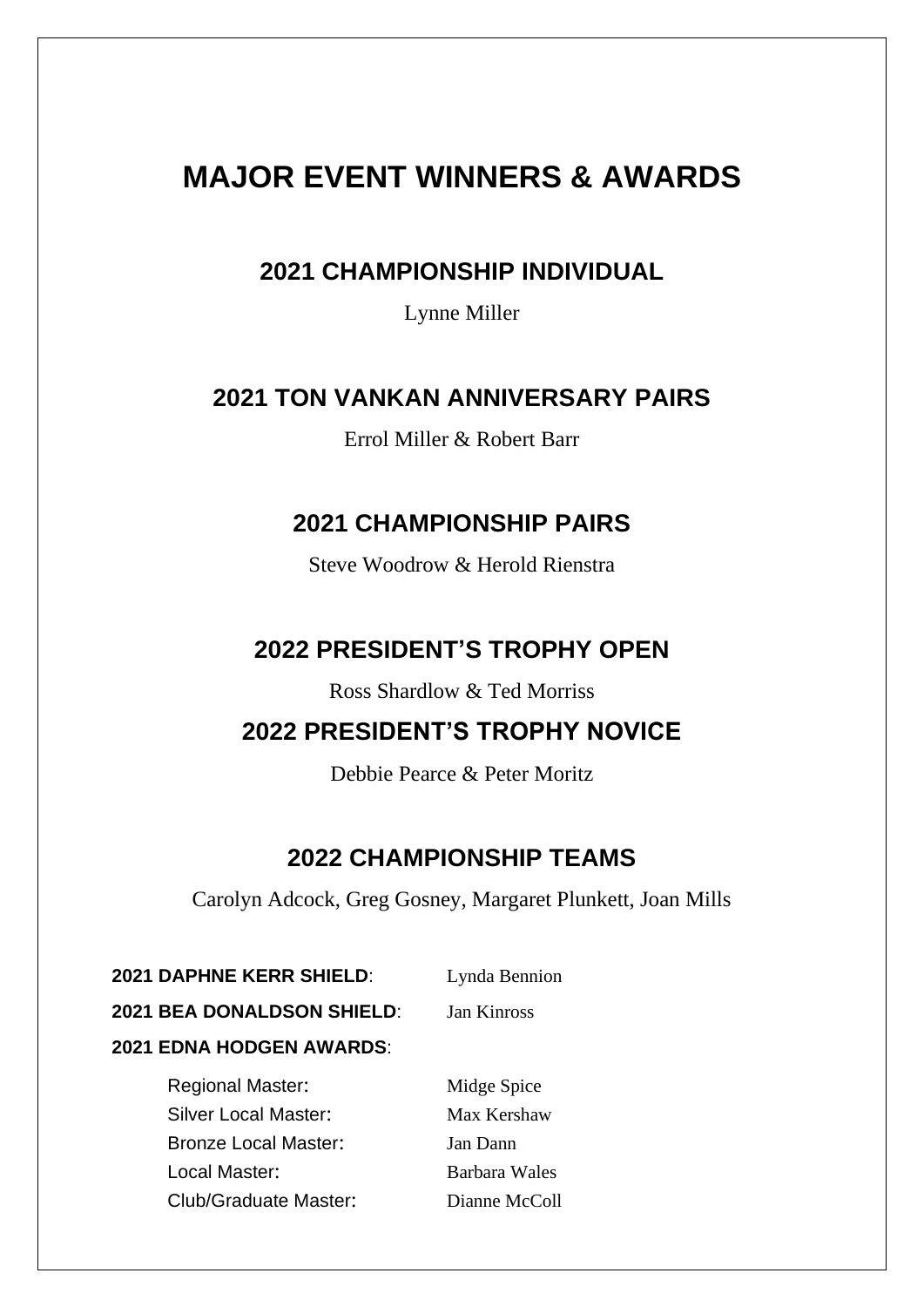# MAJOR EVENT WINNERS & AWARDS

## 2021 CHAMPIONSHIP INDIVIDUAL

Lynne Miller

## 2021 TON VANKAN ANNIVERSARY PAIRS

Errol Miller & Robert Barr

## 2021 CHAMPIONSHIP PAIRS

Steve Woodrow & Herold Rienstra

## 2022 PRESIDENT'S TROPHY OPEN

Ross Shardlow & Ted Morriss

## 2022 PRESIDENT'S TROPHY NOVICE

Debbie Pearce & Peter Moritz

## 2022 CHAMPIONSHIP TEAMS

Carolyn Adcock, Greg Gosney, Margaret Plunkett, Joan Mills

**2021 DAPHNE KERR SHIELD**: Lynda Bennion

**2021 BEA DONALDSON SHIELD**: Jan Kinross

**2021 EDNA HODGEN AWARDS**:

- Regional Master: Midge Spice
- Silver Local Master: Max Kershaw
- Bronze Local Master: Jan Dann
- Local Master: Barbara Wales
- Club/Graduate Master: Dianne McColl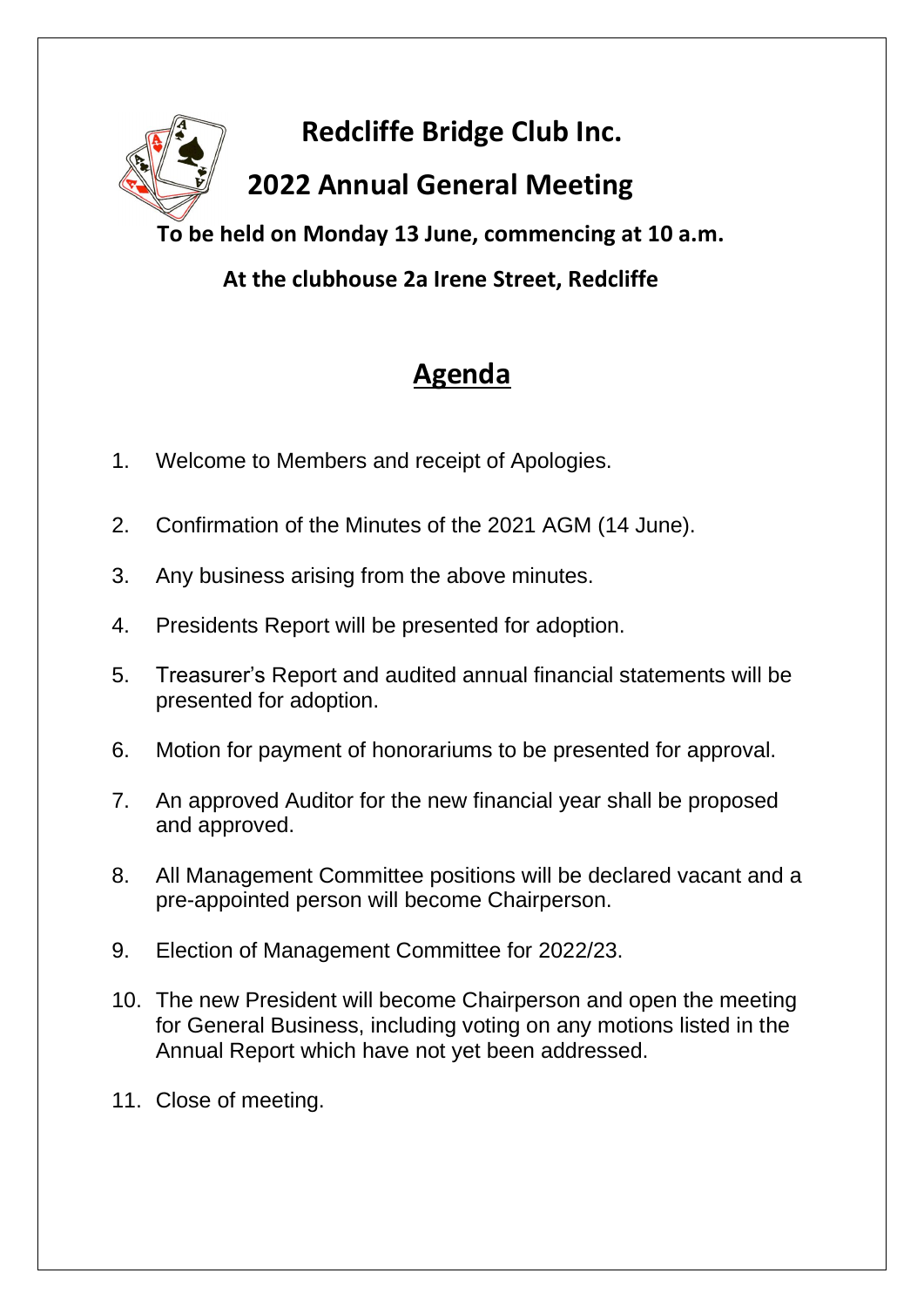# Redcliffe Bridge Club Inc.

# 2022 Annual General Meeting

**To be held on Monday 13 June, commencing at 10 a.m.**

**At the clubhouse 2a Irene Street, Redcliffe**

## <u>Agenda</u>

1. Welcome to Members and receipt of Apologies.
2. Confirmation of the Minutes of the 2021 AGM (14 June).
3. Any business arising from the above minutes.
4. Presidents Report will be presented for adoption.
5. Treasurer's Report and audited annual financial statements will be presented for adoption.
6. Motion for payment of honorariums to be presented for approval.
7. An approved Auditor for the new financial year shall be proposed and approved.
8. All Management Committee positions will be declared vacant and a pre-appointed person will become Chairperson.
9. Election of Management Committee for 2022/23.
10. The new President will become Chairperson and open the meeting for General Business, including voting on any motions listed in the Annual Report which have not yet been addressed.
11. Close of meeting.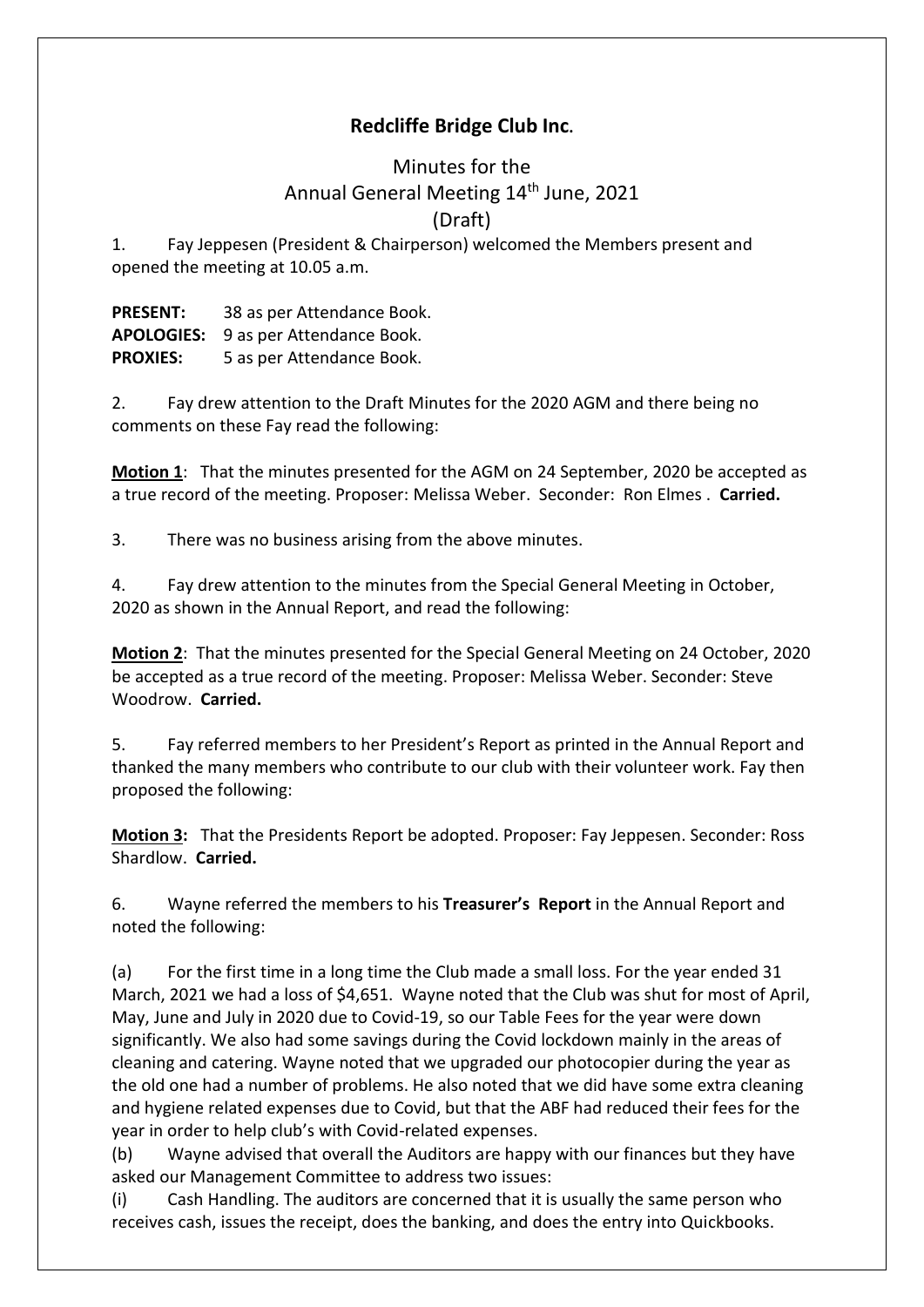# Redcliffe Bridge Club Inc.

## Minutes for the Annual General Meeting 14th June, 2021 (Draft)

1. Fay Jeppesen (President & Chairperson) welcomed the Members present and opened the meeting at 10.05 a.m.

**PRESENT:** 38 as per Attendance Book.
**APOLOGIES:** 9 as per Attendance Book.
**PROXIES:** 5 as per Attendance Book.

2. Fay drew attention to the Draft Minutes for the 2020 AGM and there being no comments on these Fay read the following:

**Motion 1**: That the minutes presented for the AGM on 24 September, 2020 be accepted as a true record of the meeting. Proposer: Melissa Weber. Seconder: Ron Elmes . **Carried.**

3. There was no business arising from the above minutes.

4. Fay drew attention to the minutes from the Special General Meeting in October, 2020 as shown in the Annual Report, and read the following:

**Motion 2**: That the minutes presented for the Special General Meeting on 24 October, 2020 be accepted as a true record of the meeting. Proposer: Melissa Weber. Seconder: Steve Woodrow. **Carried.**

5. Fay referred members to her President's Report as printed in the Annual Report and thanked the many members who contribute to our club with their volunteer work. Fay then proposed the following:

**Motion 3:** That the Presidents Report be adopted. Proposer: Fay Jeppesen. Seconder: Ross Shardlow. **Carried.**

6. Wayne referred the members to his **Treasurer's Report** in the Annual Report and noted the following:

(a) For the first time in a long time the Club made a small loss. For the year ended 31 March, 2021 we had a loss of $4,651. Wayne noted that the Club was shut for most of April, May, June and July in 2020 due to Covid-19, so our Table Fees for the year were down significantly. We also had some savings during the Covid lockdown mainly in the areas of cleaning and catering. Wayne noted that we upgraded our photocopier during the year as the old one had a number of problems. He also noted that we did have some extra cleaning and hygiene related expenses due to Covid, but that the ABF had reduced their fees for the year in order to help club's with Covid-related expenses.

(b) Wayne advised that overall the Auditors are happy with our finances but they have asked our Management Committee to address two issues:

(i) Cash Handling. The auditors are concerned that it is usually the same person who receives cash, issues the receipt, does the banking, and does the entry into Quickbooks.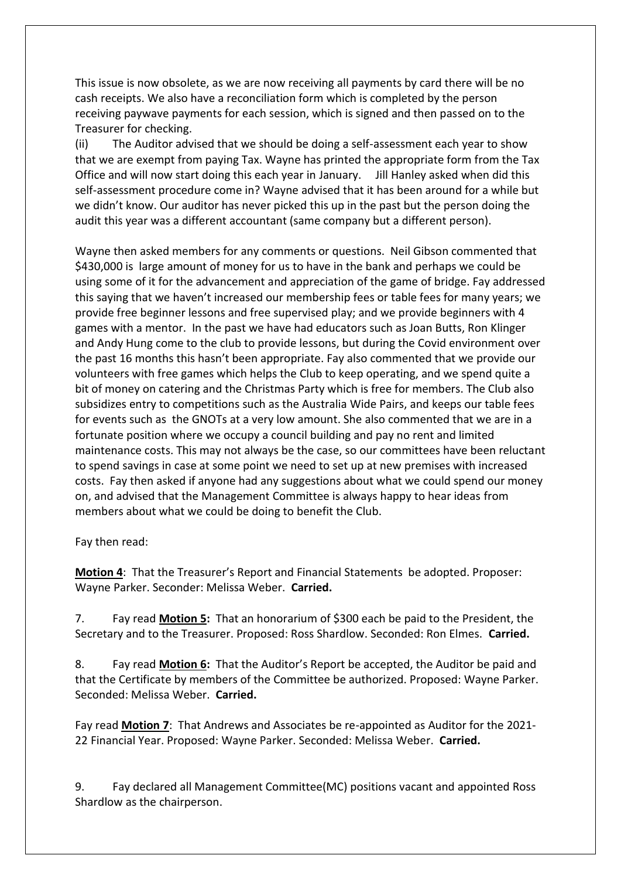This issue is now obsolete, as we are now receiving all payments by card there will be no cash receipts. We also have a reconciliation form which is completed by the person receiving paywave payments for each session, which is signed and then passed on to the Treasurer for checking.

(ii) The Auditor advised that we should be doing a self-assessment each year to show that we are exempt from paying Tax. Wayne has printed the appropriate form from the Tax Office and will now start doing this each year in January. Jill Hanley asked when did this self-assessment procedure come in? Wayne advised that it has been around for a while but we didn't know. Our auditor has never picked this up in the past but the person doing the audit this year was a different accountant (same company but a different person).

Wayne then asked members for any comments or questions. Neil Gibson commented that $430,000 is large amount of money for us to have in the bank and perhaps we could be using some of it for the advancement and appreciation of the game of bridge. Fay addressed this saying that we haven't increased our membership fees or table fees for many years; we provide free beginner lessons and free supervised play; and we provide beginners with 4 games with a mentor. In the past we have had educators such as Joan Butts, Ron Klinger and Andy Hung come to the club to provide lessons, but during the Covid environment over the past 16 months this hasn't been appropriate. Fay also commented that we provide our volunteers with free games which helps the Club to keep operating, and we spend quite a bit of money on catering and the Christmas Party which is free for members. The Club also subsidizes entry to competitions such as the Australia Wide Pairs, and keeps our table fees for events such as the GNOTs at a very low amount. She also commented that we are in a fortunate position where we occupy a council building and pay no rent and limited maintenance costs. This may not always be the case, so our committees have been reluctant to spend savings in case at some point we need to set up at new premises with increased costs. Fay then asked if anyone had any suggestions about what we could spend our money on, and advised that the Management Committee is always happy to hear ideas from members about what we could be doing to benefit the Club.

Fay then read:

**Motion 4**: That the Treasurer's Report and Financial Statements be adopted. Proposer: Wayne Parker. Seconder: Melissa Weber. **Carried.**

7. Fay read **Motion 5:** That an honorarium of $300 each be paid to the President, the Secretary and to the Treasurer. Proposed: Ross Shardlow. Seconded: Ron Elmes. **Carried.**

8. Fay read **Motion 6:** That the Auditor's Report be accepted, the Auditor be paid and that the Certificate by members of the Committee be authorized. Proposed: Wayne Parker. Seconded: Melissa Weber. **Carried.**

Fay read **Motion 7**: That Andrews and Associates be re-appointed as Auditor for the 2021-22 Financial Year. Proposed: Wayne Parker. Seconded: Melissa Weber. **Carried.**

9. Fay declared all Management Committee(MC) positions vacant and appointed Ross Shardlow as the chairperson.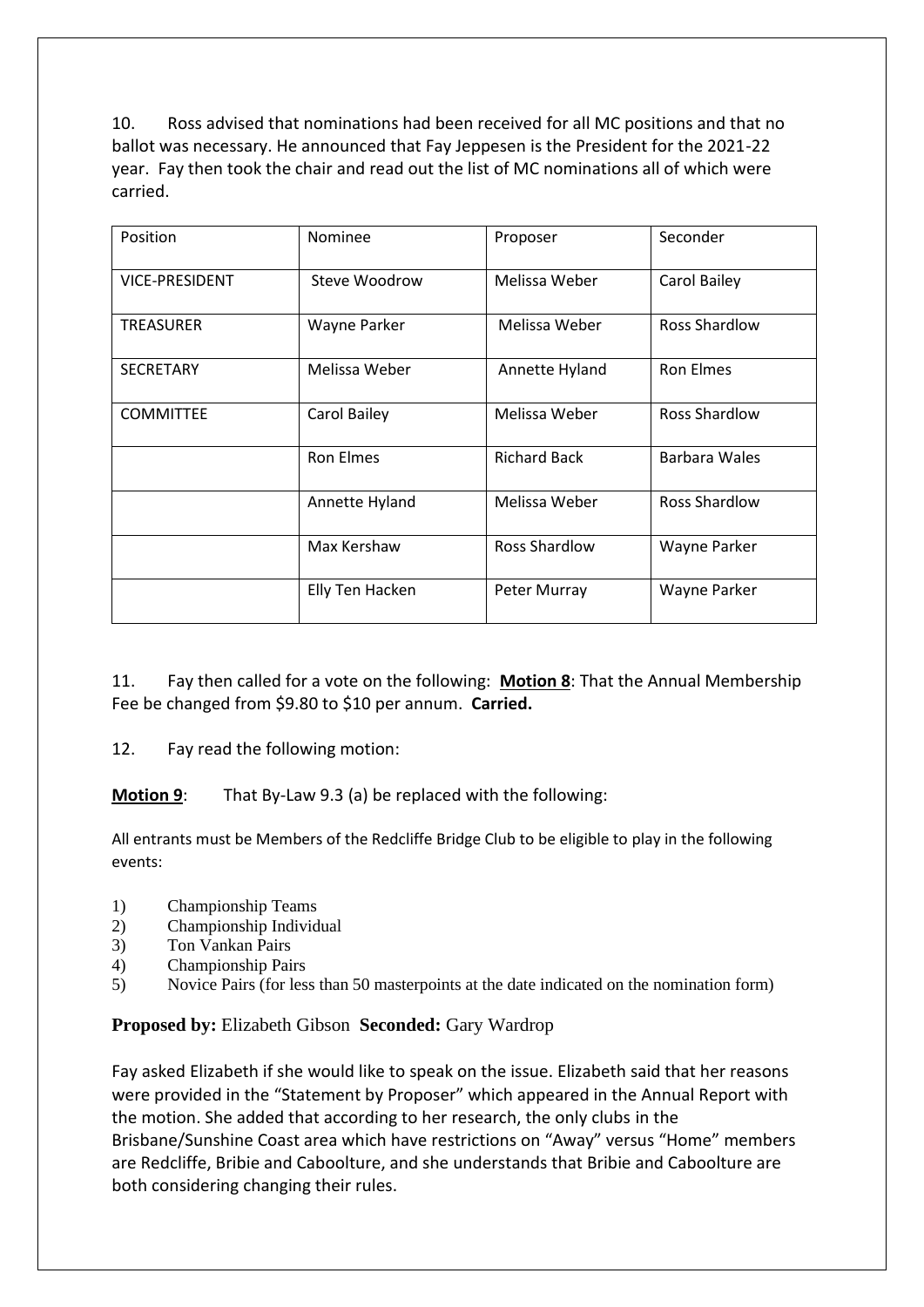10. Ross advised that nominations had been received for all MC positions and that no ballot was necessary. He announced that Fay Jeppesen is the President for the 2021-22 year. Fay then took the chair and read out the list of MC nominations all of which were carried.

| Position | Nominee | Proposer | Seconder |
|---|---|---|---|
| VICE-PRESIDENT | Steve Woodrow | Melissa Weber | Carol Bailey |
| TREASURER | Wayne Parker | Melissa Weber | Ross Shardlow |
| SECRETARY | Melissa Weber | Annette Hyland | Ron Elmes |
| COMMITTEE | Carol Bailey | Melissa Weber | Ross Shardlow |
| | Ron Elmes | Richard Back | Barbara Wales |
| | Annette Hyland | Melissa Weber | Ross Shardlow |
| | Max Kershaw | Ross Shardlow | Wayne Parker |
| | Elly Ten Hacken | Peter Murray | Wayne Parker |

11. Fay then called for a vote on the following: **Motion 8**: That the Annual Membership Fee be changed from $9.80 to $10 per annum. **Carried.**

12. Fay read the following motion:

**Motion 9**: That By-Law 9.3 (a) be replaced with the following:

All entrants must be Members of the Redcliffe Bridge Club to be eligible to play in the following events:

1) Championship Teams
2) Championship Individual
3) Ton Vankan Pairs
4) Championship Pairs
5) Novice Pairs (for less than 50 masterpoints at the date indicated on the nomination form)

**Proposed by:** Elizabeth Gibson **Seconded:** Gary Wardrop

Fay asked Elizabeth if she would like to speak on the issue. Elizabeth said that her reasons were provided in the "Statement by Proposer" which appeared in the Annual Report with the motion. She added that according to her research, the only clubs in the Brisbane/Sunshine Coast area which have restrictions on "Away" versus "Home" members are Redcliffe, Bribie and Caboolture, and she understands that Bribie and Caboolture are both considering changing their rules.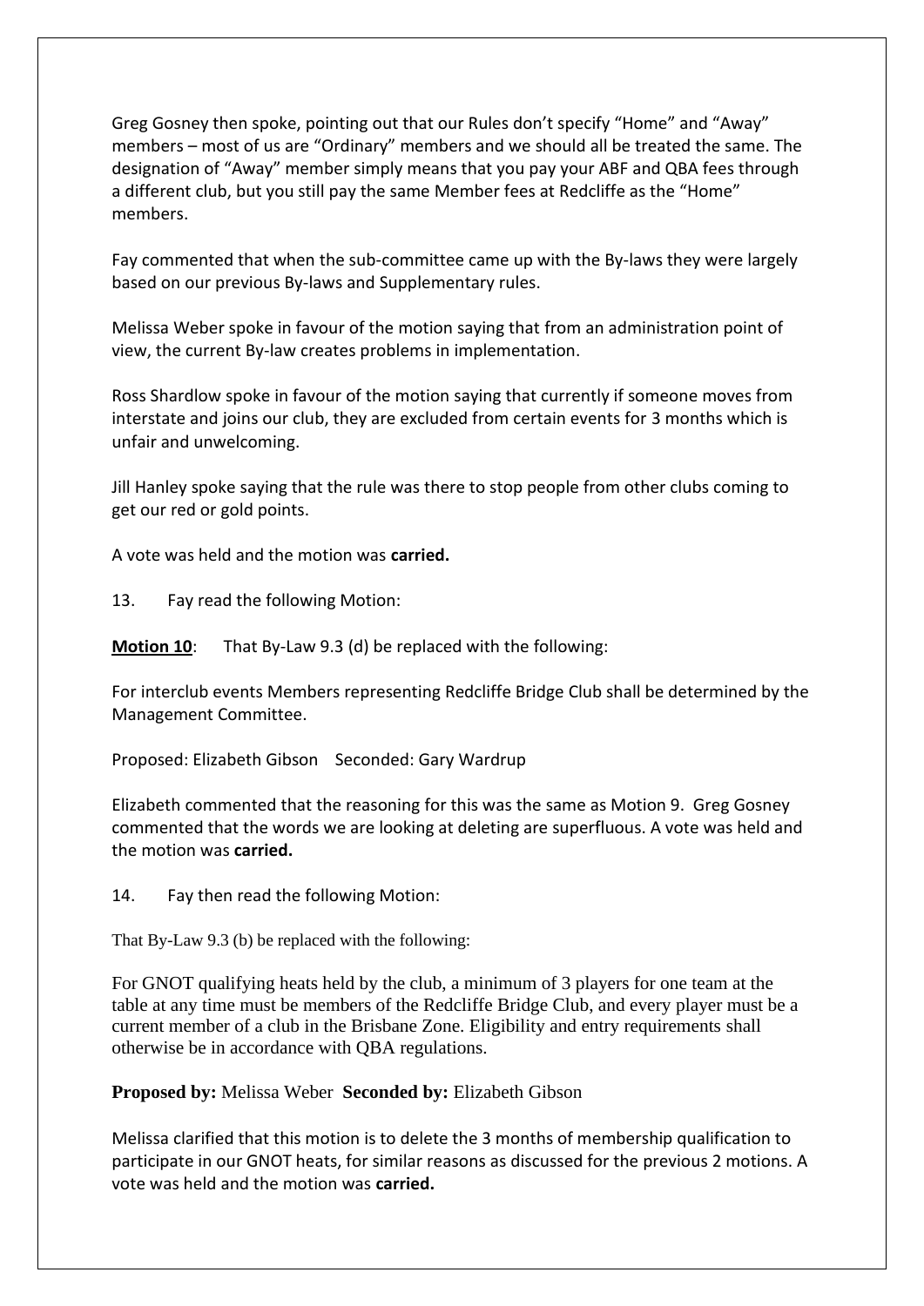Greg Gosney then spoke, pointing out that our Rules don't specify "Home" and "Away" members – most of us are "Ordinary" members and we should all be treated the same. The designation of "Away" member simply means that you pay your ABF and QBA fees through a different club, but you still pay the same Member fees at Redcliffe as the "Home" members.

Fay commented that when the sub-committee came up with the By-laws they were largely based on our previous By-laws and Supplementary rules.

Melissa Weber spoke in favour of the motion saying that from an administration point of view, the current By-law creates problems in implementation.

Ross Shardlow spoke in favour of the motion saying that currently if someone moves from interstate and joins our club, they are excluded from certain events for 3 months which is unfair and unwelcoming.

Jill Hanley spoke saying that the rule was there to stop people from other clubs coming to get our red or gold points.

A vote was held and the motion was **carried.**

13. Fay read the following Motion:

**Motion 10**: That By-Law 9.3 (d) be replaced with the following:

For interclub events Members representing Redcliffe Bridge Club shall be determined by the Management Committee.

Proposed: Elizabeth Gibson Seconded: Gary Wardrup

Elizabeth commented that the reasoning for this was the same as Motion 9. Greg Gosney commented that the words we are looking at deleting are superfluous. A vote was held and the motion was **carried.**

14. Fay then read the following Motion:

That By-Law 9.3 (b) be replaced with the following:

For GNOT qualifying heats held by the club, a minimum of 3 players for one team at the table at any time must be members of the Redcliffe Bridge Club, and every player must be a current member of a club in the Brisbane Zone. Eligibility and entry requirements shall otherwise be in accordance with QBA regulations.

**Proposed by:** Melissa Weber **Seconded by:** Elizabeth Gibson

Melissa clarified that this motion is to delete the 3 months of membership qualification to participate in our GNOT heats, for similar reasons as discussed for the previous 2 motions. A vote was held and the motion was **carried.**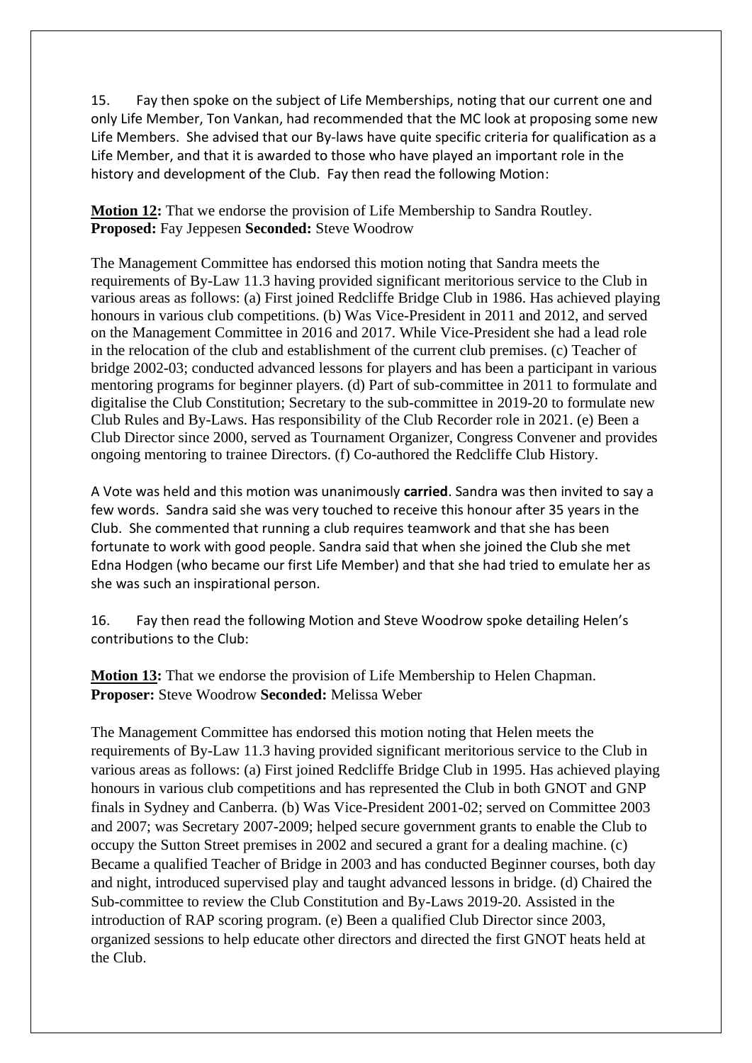15. Fay then spoke on the subject of Life Memberships, noting that our current one and only Life Member, Ton Vankan, had recommended that the MC look at proposing some new Life Members. She advised that our By-laws have quite specific criteria for qualification as a Life Member, and that it is awarded to those who have played an important role in the history and development of the Club. Fay then read the following Motion:

**Motion 12:** That we endorse the provision of Life Membership to Sandra Routley.
**Proposed:** Fay Jeppesen **Seconded:** Steve Woodrow

The Management Committee has endorsed this motion noting that Sandra meets the requirements of By-Law 11.3 having provided significant meritorious service to the Club in various areas as follows: (a) First joined Redcliffe Bridge Club in 1986. Has achieved playing honours in various club competitions. (b) Was Vice-President in 2011 and 2012, and served on the Management Committee in 2016 and 2017. While Vice-President she had a lead role in the relocation of the club and establishment of the current club premises. (c) Teacher of bridge 2002-03; conducted advanced lessons for players and has been a participant in various mentoring programs for beginner players. (d) Part of sub-committee in 2011 to formulate and digitalise the Club Constitution; Secretary to the sub-committee in 2019-20 to formulate new Club Rules and By-Laws. Has responsibility of the Club Recorder role in 2021. (e) Been a Club Director since 2000, served as Tournament Organizer, Congress Convener and provides ongoing mentoring to trainee Directors. (f) Co-authored the Redcliffe Club History.

A Vote was held and this motion was unanimously **carried**. Sandra was then invited to say a few words. Sandra said she was very touched to receive this honour after 35 years in the Club. She commented that running a club requires teamwork and that she has been fortunate to work with good people. Sandra said that when she joined the Club she met Edna Hodgen (who became our first Life Member) and that she had tried to emulate her as she was such an inspirational person.

16. Fay then read the following Motion and Steve Woodrow spoke detailing Helen's contributions to the Club:

**Motion 13:** That we endorse the provision of Life Membership to Helen Chapman.
**Proposer:** Steve Woodrow **Seconded:** Melissa Weber

The Management Committee has endorsed this motion noting that Helen meets the requirements of By-Law 11.3 having provided significant meritorious service to the Club in various areas as follows: (a) First joined Redcliffe Bridge Club in 1995. Has achieved playing honours in various club competitions and has represented the Club in both GNOT and GNP finals in Sydney and Canberra. (b) Was Vice-President 2001-02; served on Committee 2003 and 2007; was Secretary 2007-2009; helped secure government grants to enable the Club to occupy the Sutton Street premises in 2002 and secured a grant for a dealing machine. (c) Became a qualified Teacher of Bridge in 2003 and has conducted Beginner courses, both day and night, introduced supervised play and taught advanced lessons in bridge. (d) Chaired the Sub-committee to review the Club Constitution and By-Laws 2019-20. Assisted in the introduction of RAP scoring program. (e) Been a qualified Club Director since 2003, organized sessions to help educate other directors and directed the first GNOT heats held at the Club.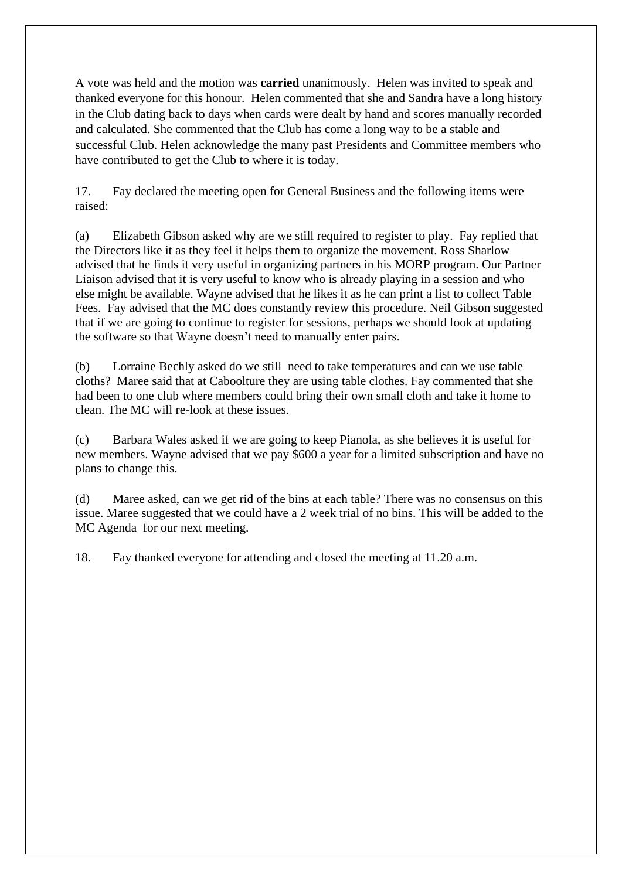A vote was held and the motion was **carried** unanimously. Helen was invited to speak and thanked everyone for this honour. Helen commented that she and Sandra have a long history in the Club dating back to days when cards were dealt by hand and scores manually recorded and calculated. She commented that the Club has come a long way to be a stable and successful Club. Helen acknowledge the many past Presidents and Committee members who have contributed to get the Club to where it is today.

17. Fay declared the meeting open for General Business and the following items were raised:

(a) Elizabeth Gibson asked why are we still required to register to play. Fay replied that the Directors like it as they feel it helps them to organize the movement. Ross Sharlow advised that he finds it very useful in organizing partners in his MORP program. Our Partner Liaison advised that it is very useful to know who is already playing in a session and who else might be available. Wayne advised that he likes it as he can print a list to collect Table Fees. Fay advised that the MC does constantly review this procedure. Neil Gibson suggested that if we are going to continue to register for sessions, perhaps we should look at updating the software so that Wayne doesn't need to manually enter pairs.

(b) Lorraine Bechly asked do we still need to take temperatures and can we use table cloths? Maree said that at Caboolture they are using table clothes. Fay commented that she had been to one club where members could bring their own small cloth and take it home to clean. The MC will re-look at these issues.

(c) Barbara Wales asked if we are going to keep Pianola, as she believes it is useful for new members. Wayne advised that we pay $600 a year for a limited subscription and have no plans to change this.

(d) Maree asked, can we get rid of the bins at each table? There was no consensus on this issue. Maree suggested that we could have a 2 week trial of no bins. This will be added to the MC Agenda for our next meeting.

18. Fay thanked everyone for attending and closed the meeting at 11.20 a.m.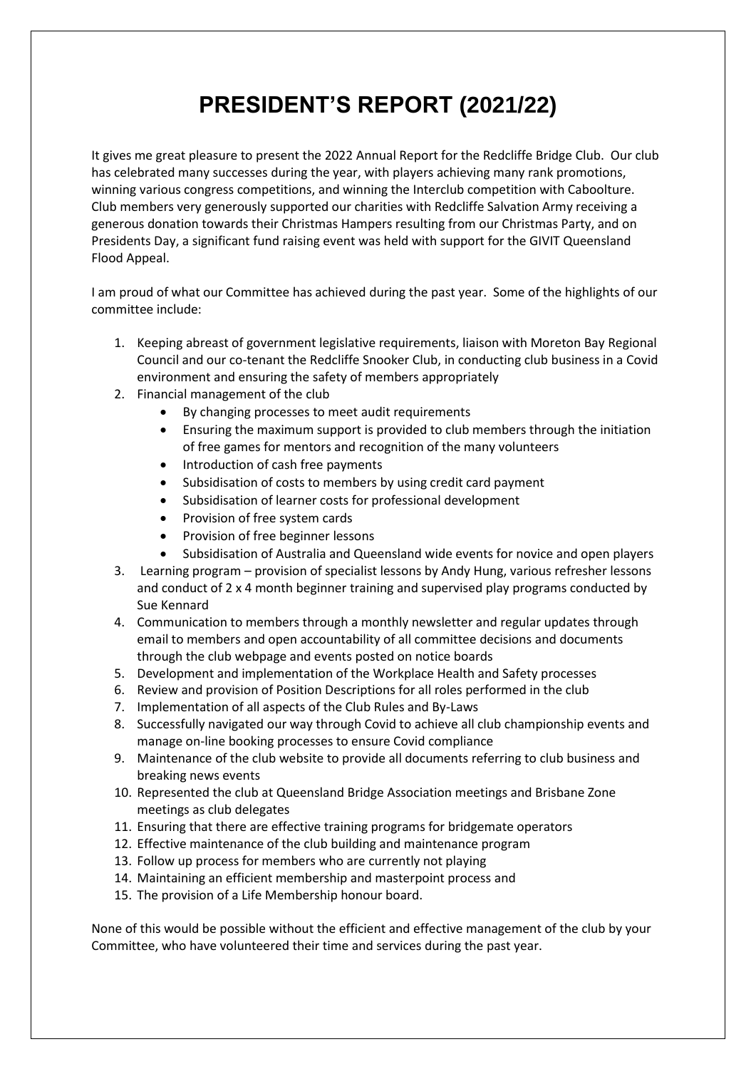# PRESIDENT'S REPORT (2021/22)

It gives me great pleasure to present the 2022 Annual Report for the Redcliffe Bridge Club. Our club has celebrated many successes during the year, with players achieving many rank promotions, winning various congress competitions, and winning the Interclub competition with Caboolture. Club members very generously supported our charities with Redcliffe Salvation Army receiving a generous donation towards their Christmas Hampers resulting from our Christmas Party, and on Presidents Day, a significant fund raising event was held with support for the GIVIT Queensland Flood Appeal.

I am proud of what our Committee has achieved during the past year. Some of the highlights of our committee include:

1. Keeping abreast of government legislative requirements, liaison with Moreton Bay Regional Council and our co-tenant the Redcliffe Snooker Club, in conducting club business in a Covid environment and ensuring the safety of members appropriately
2. Financial management of the club
    - By changing processes to meet audit requirements
    - Ensuring the maximum support is provided to club members through the initiation of free games for mentors and recognition of the many volunteers
    - Introduction of cash free payments
    - Subsidisation of costs to members by using credit card payment
    - Subsidisation of learner costs for professional development
    - Provision of free system cards
    - Provision of free beginner lessons
    - Subsidisation of Australia and Queensland wide events for novice and open players
3. Learning program – provision of specialist lessons by Andy Hung, various refresher lessons and conduct of 2 x 4 month beginner training and supervised play programs conducted by Sue Kennard
4. Communication to members through a monthly newsletter and regular updates through email to members and open accountability of all committee decisions and documents through the club webpage and events posted on notice boards
5. Development and implementation of the Workplace Health and Safety processes
6. Review and provision of Position Descriptions for all roles performed in the club
7. Implementation of all aspects of the Club Rules and By-Laws
8. Successfully navigated our way through Covid to achieve all club championship events and manage on-line booking processes to ensure Covid compliance
9. Maintenance of the club website to provide all documents referring to club business and breaking news events
10. Represented the club at Queensland Bridge Association meetings and Brisbane Zone meetings as club delegates
11. Ensuring that there are effective training programs for bridgemate operators
12. Effective maintenance of the club building and maintenance program
13. Follow up process for members who are currently not playing
14. Maintaining an efficient membership and masterpoint process and
15. The provision of a Life Membership honour board.

None of this would be possible without the efficient and effective management of the club by your Committee, who have volunteered their time and services during the past year.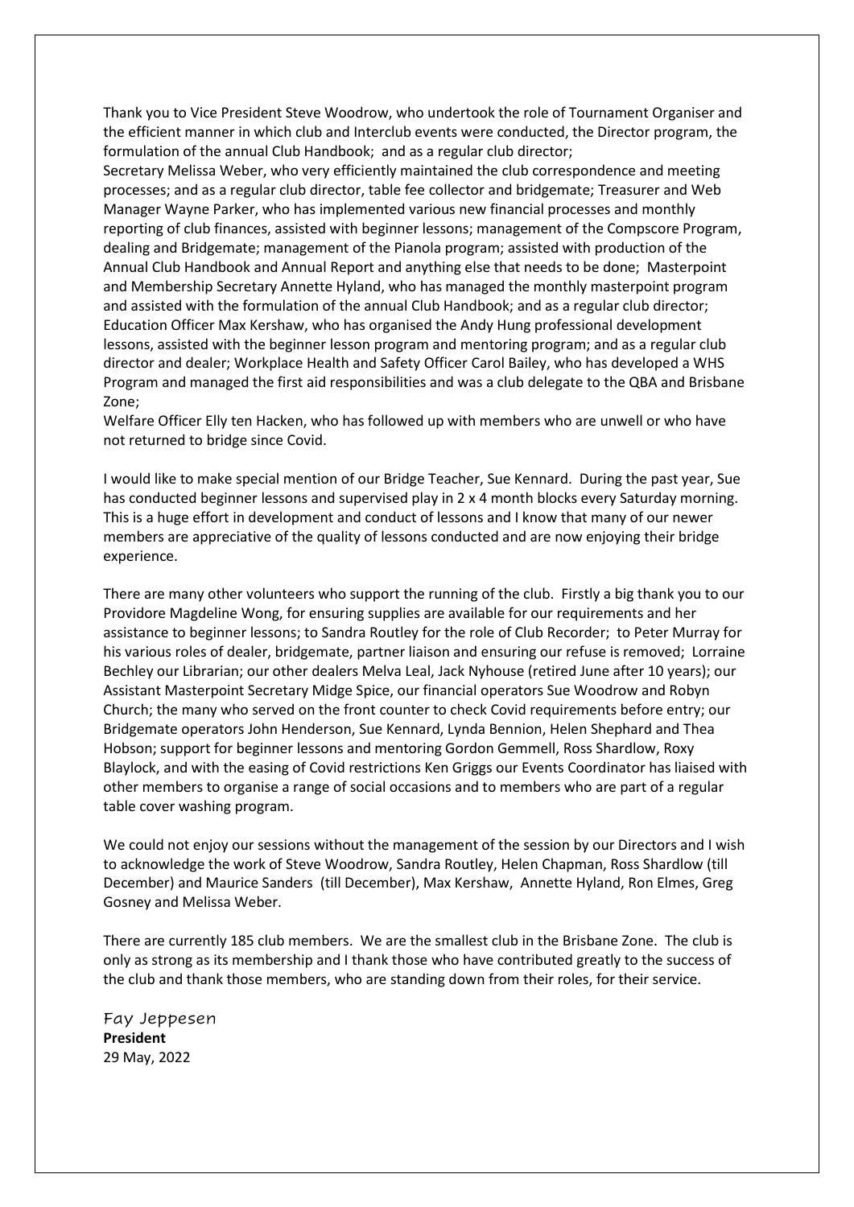Thank you to Vice President Steve Woodrow, who undertook the role of Tournament Organiser and the efficient manner in which club and Interclub events were conducted, the Director program, the formulation of the annual Club Handbook; and as a regular club director;
Secretary Melissa Weber, who very efficiently maintained the club correspondence and meeting processes; and as a regular club director, table fee collector and bridgemate; Treasurer and Web Manager Wayne Parker, who has implemented various new financial processes and monthly reporting of club finances, assisted with beginner lessons; management of the Compscore Program, dealing and Bridgemate; management of the Pianola program; assisted with production of the Annual Club Handbook and Annual Report and anything else that needs to be done; Masterpoint and Membership Secretary Annette Hyland, who has managed the monthly masterpoint program and assisted with the formulation of the annual Club Handbook; and as a regular club director; Education Officer Max Kershaw, who has organised the Andy Hung professional development lessons, assisted with the beginner lesson program and mentoring program; and as a regular club director and dealer; Workplace Health and Safety Officer Carol Bailey, who has developed a WHS Program and managed the first aid responsibilities and was a club delegate to the QBA and Brisbane Zone;
Welfare Officer Elly ten Hacken, who has followed up with members who are unwell or who have not returned to bridge since Covid.

I would like to make special mention of our Bridge Teacher, Sue Kennard. During the past year, Sue has conducted beginner lessons and supervised play in 2 x 4 month blocks every Saturday morning. This is a huge effort in development and conduct of lessons and I know that many of our newer members are appreciative of the quality of lessons conducted and are now enjoying their bridge experience.

There are many other volunteers who support the running of the club. Firstly a big thank you to our Providore Magdeline Wong, for ensuring supplies are available for our requirements and her assistance to beginner lessons; to Sandra Routley for the role of Club Recorder; to Peter Murray for his various roles of dealer, bridgemate, partner liaison and ensuring our refuse is removed; Lorraine Bechley our Librarian; our other dealers Melva Leal, Jack Nyhouse (retired June after 10 years); our Assistant Masterpoint Secretary Midge Spice, our financial operators Sue Woodrow and Robyn Church; the many who served on the front counter to check Covid requirements before entry; our Bridgemate operators John Henderson, Sue Kennard, Lynda Bennion, Helen Shephard and Thea Hobson; support for beginner lessons and mentoring Gordon Gemmell, Ross Shardlow, Roxy Blaylock, and with the easing of Covid restrictions Ken Griggs our Events Coordinator has liaised with other members to organise a range of social occasions and to members who are part of a regular table cover washing program.

We could not enjoy our sessions without the management of the session by our Directors and I wish to acknowledge the work of Steve Woodrow, Sandra Routley, Helen Chapman, Ross Shardlow (till December) and Maurice Sanders (till December), Max Kershaw, Annette Hyland, Ron Elmes, Greg Gosney and Melissa Weber.

There are currently 185 club members. We are the smallest club in the Brisbane Zone. The club is only as strong as its membership and I thank those who have contributed greatly to the success of the club and thank those members, who are standing down from their roles, for their service.

Fay Jeppesen
**President**
29 May, 2022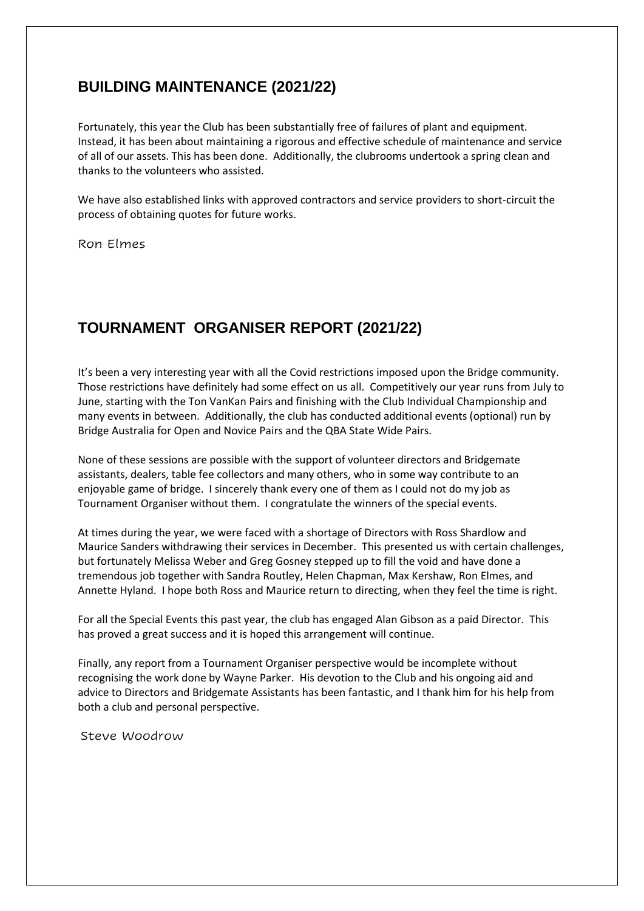## BUILDING MAINTENANCE (2021/22)

Fortunately, this year the Club has been substantially free of failures of plant and equipment. Instead, it has been about maintaining a rigorous and effective schedule of maintenance and service of all of our assets. This has been done. Additionally, the clubrooms undertook a spring clean and thanks to the volunteers who assisted.

We have also established links with approved contractors and service providers to short-circuit the process of obtaining quotes for future works.

Ron Elmes

## TOURNAMENT ORGANISER REPORT (2021/22)

It's been a very interesting year with all the Covid restrictions imposed upon the Bridge community. Those restrictions have definitely had some effect on us all. Competitively our year runs from July to June, starting with the Ton VanKan Pairs and finishing with the Club Individual Championship and many events in between. Additionally, the club has conducted additional events (optional) run by Bridge Australia for Open and Novice Pairs and the QBA State Wide Pairs.

None of these sessions are possible with the support of volunteer directors and Bridgemate assistants, dealers, table fee collectors and many others, who in some way contribute to an enjoyable game of bridge. I sincerely thank every one of them as I could not do my job as Tournament Organiser without them. I congratulate the winners of the special events.

At times during the year, we were faced with a shortage of Directors with Ross Shardlow and Maurice Sanders withdrawing their services in December. This presented us with certain challenges, but fortunately Melissa Weber and Greg Gosney stepped up to fill the void and have done a tremendous job together with Sandra Routley, Helen Chapman, Max Kershaw, Ron Elmes, and Annette Hyland. I hope both Ross and Maurice return to directing, when they feel the time is right.

For all the Special Events this past year, the club has engaged Alan Gibson as a paid Director. This has proved a great success and it is hoped this arrangement will continue.

Finally, any report from a Tournament Organiser perspective would be incomplete without recognising the work done by Wayne Parker. His devotion to the Club and his ongoing aid and advice to Directors and Bridgemate Assistants has been fantastic, and I thank him for his help from both a club and personal perspective.

Steve Woodrow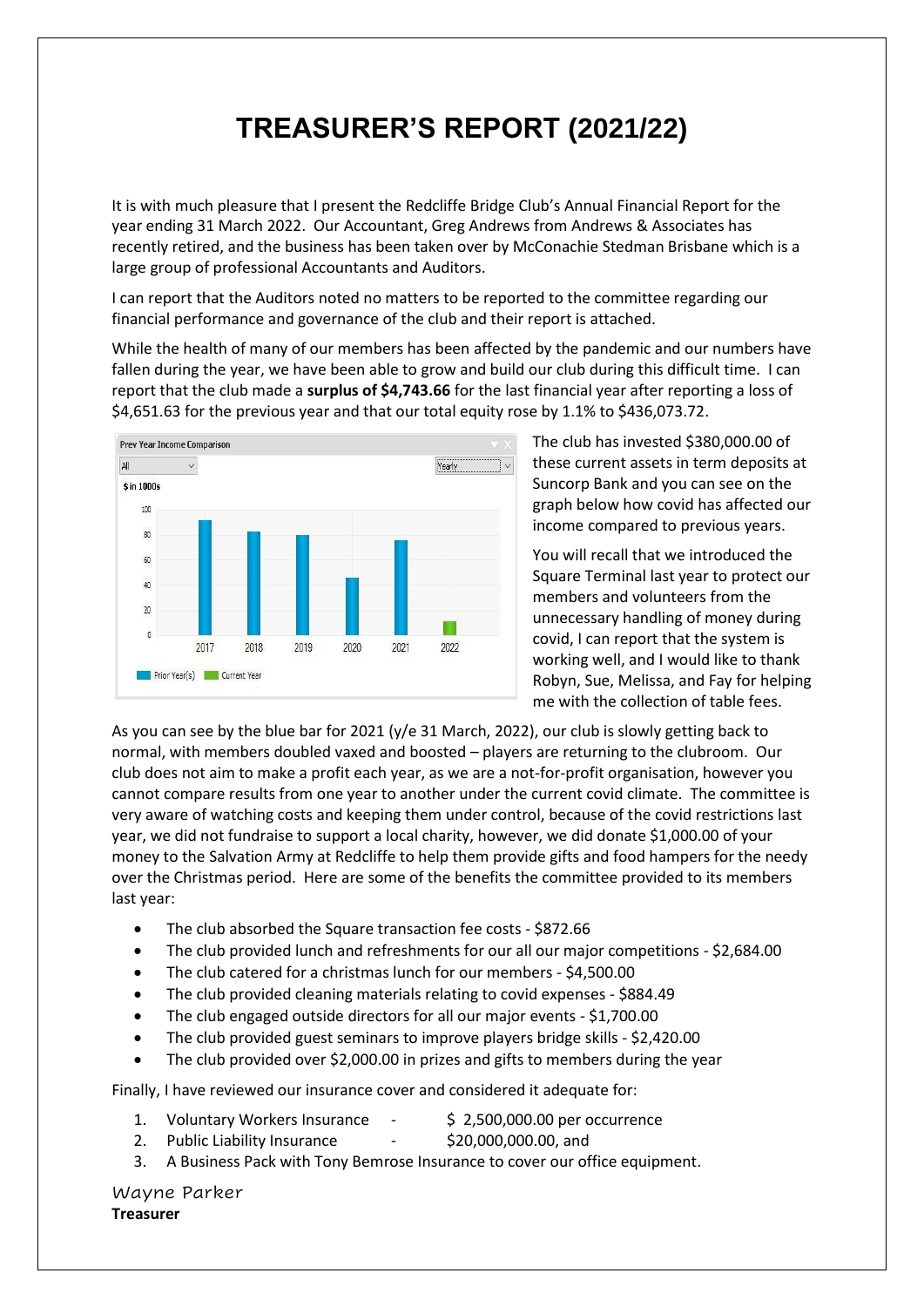# TREASURER'S REPORT (2021/22)

It is with much pleasure that I present the Redcliffe Bridge Club's Annual Financial Report for the year ending 31 March 2022. Our Accountant, Greg Andrews from Andrews & Associates has recently retired, and the business has been taken over by McConachie Stedman Brisbane which is a large group of professional Accountants and Auditors.

I can report that the Auditors noted no matters to be reported to the committee regarding our financial performance and governance of the club and their report is attached.

While the health of many of our members has been affected by the pandemic and our numbers have fallen during the year, we have been able to grow and build our club during this difficult time. I can report that the club made a **surplus of $4,743.66** for the last financial year after reporting a loss of $4,651.63 for the previous year and that our total equity rose by 1.1% to $436,073.72.

Prev Year Income Comparison

All

Yearly

$ in 1000s

100
80
60
40
20
0

2017 2018 2019 2020 2021 2022

Prior Year(s) Current Year

The club has invested $380,000.00 of these current assets in term deposits at Suncorp Bank and you can see on the graph below how covid has affected our income compared to previous years.

You will recall that we introduced the Square Terminal last year to protect our members and volunteers from the unnecessary handling of money during covid, I can report that the system is working well, and I would like to thank Robyn, Sue, Melissa, and Fay for helping me with the collection of table fees.

As you can see by the blue bar for 2021 (y/e 31 March, 2022), our club is slowly getting back to normal, with members doubled vaxed and boosted – players are returning to the clubroom. Our club does not aim to make a profit each year, as we are a not-for-profit organisation, however you cannot compare results from one year to another under the current covid climate. The committee is very aware of watching costs and keeping them under control, because of the covid restrictions last year, we did not fundraise to support a local charity, however, we did donate $1,000.00 of your money to the Salvation Army at Redcliffe to help them provide gifts and food hampers for the needy over the Christmas period. Here are some of the benefits the committee provided to its members last year:

- The club absorbed the Square transaction fee costs - $872.66
- The club provided lunch and refreshments for our all our major competitions - $2,684.00
- The club catered for a christmas lunch for our members - $4,500.00
- The club provided cleaning materials relating to covid expenses - $884.49
- The club engaged outside directors for all our major events - $1,700.00
- The club provided guest seminars to improve players bridge skills - $2,420.00
- The club provided over $2,000.00 in prizes and gifts to members during the year

Finally, I have reviewed our insurance cover and considered it adequate for:

1. Voluntary Workers Insurance - $ 2,500,000.00 per occurrence
2. Public Liability Insurance - $20,000,000.00, and
3. A Business Pack with Tony Bemrose Insurance to cover our office equipment.

*Wayne Parker*
**Treasurer**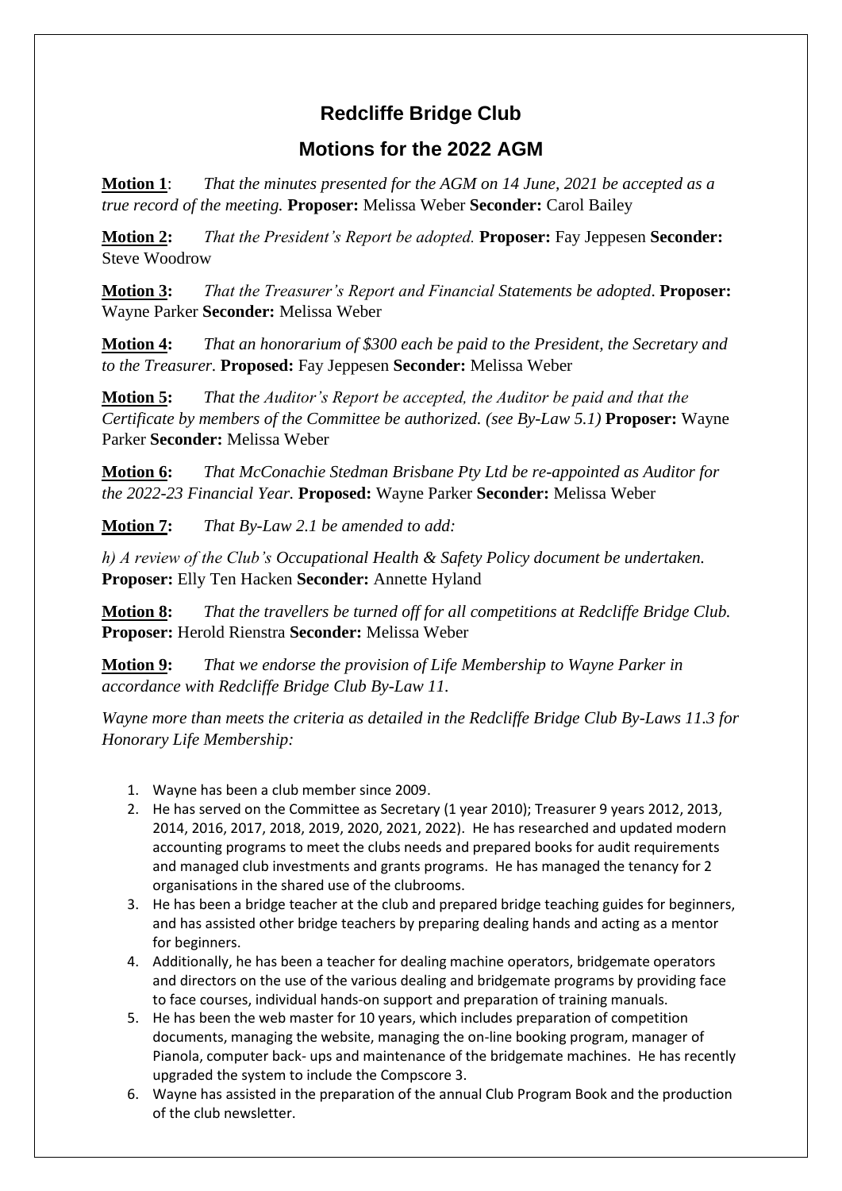# Redcliffe Bridge Club

## Motions for the 2022 AGM

**Motion 1**: *That the minutes presented for the AGM on 14 June, 2021 be accepted as a true record of the meeting.* **Proposer:** Melissa Weber **Seconder:** Carol Bailey

**Motion 2:** *That the President's Report be adopted.* **Proposer:** Fay Jeppesen **Seconder:** Steve Woodrow

**Motion 3:** *That the Treasurer's Report and Financial Statements be adopted*. **Proposer:** Wayne Parker **Seconder:** Melissa Weber

**Motion 4:** *That an honorarium of $300 each be paid to the President, the Secretary and to the Treasurer.* **Proposed:** Fay Jeppesen **Seconder:** Melissa Weber

**Motion 5:** *That the Auditor's Report be accepted, the Auditor be paid and that the Certificate by members of the Committee be authorized. (see By-Law 5.1)* **Proposer:** Wayne Parker **Seconder:** Melissa Weber

**Motion 6:** *That McConachie Stedman Brisbane Pty Ltd be re-appointed as Auditor for the 2022-23 Financial Year.* **Proposed:** Wayne Parker **Seconder:** Melissa Weber

**Motion 7:** *That By-Law 2.1 be amended to add:*

*h) A review of the Club's Occupational Health & Safety Policy document be undertaken.* **Proposer:** Elly Ten Hacken **Seconder:** Annette Hyland

**Motion 8:** *That the travellers be turned off for all competitions at Redcliffe Bridge Club.* **Proposer:** Herold Rienstra **Seconder:** Melissa Weber

**Motion 9:** *That we endorse the provision of Life Membership to Wayne Parker in accordance with Redcliffe Bridge Club By-Law 11.*

*Wayne more than meets the criteria as detailed in the Redcliffe Bridge Club By-Laws 11.3 for Honorary Life Membership:*

1. Wayne has been a club member since 2009.
2. He has served on the Committee as Secretary (1 year 2010); Treasurer 9 years 2012, 2013, 2014, 2016, 2017, 2018, 2019, 2020, 2021, 2022). He has researched and updated modern accounting programs to meet the clubs needs and prepared books for audit requirements and managed club investments and grants programs. He has managed the tenancy for 2 organisations in the shared use of the clubrooms.
3. He has been a bridge teacher at the club and prepared bridge teaching guides for beginners, and has assisted other bridge teachers by preparing dealing hands and acting as a mentor for beginners.
4. Additionally, he has been a teacher for dealing machine operators, bridgemate operators and directors on the use of the various dealing and bridgemate programs by providing face to face courses, individual hands-on support and preparation of training manuals.
5. He has been the web master for 10 years, which includes preparation of competition documents, managing the website, managing the on-line booking program, manager of Pianola, computer back- ups and maintenance of the bridgemate machines. He has recently upgraded the system to include the Compscore 3.
6. Wayne has assisted in the preparation of the annual Club Program Book and the production of the club newsletter.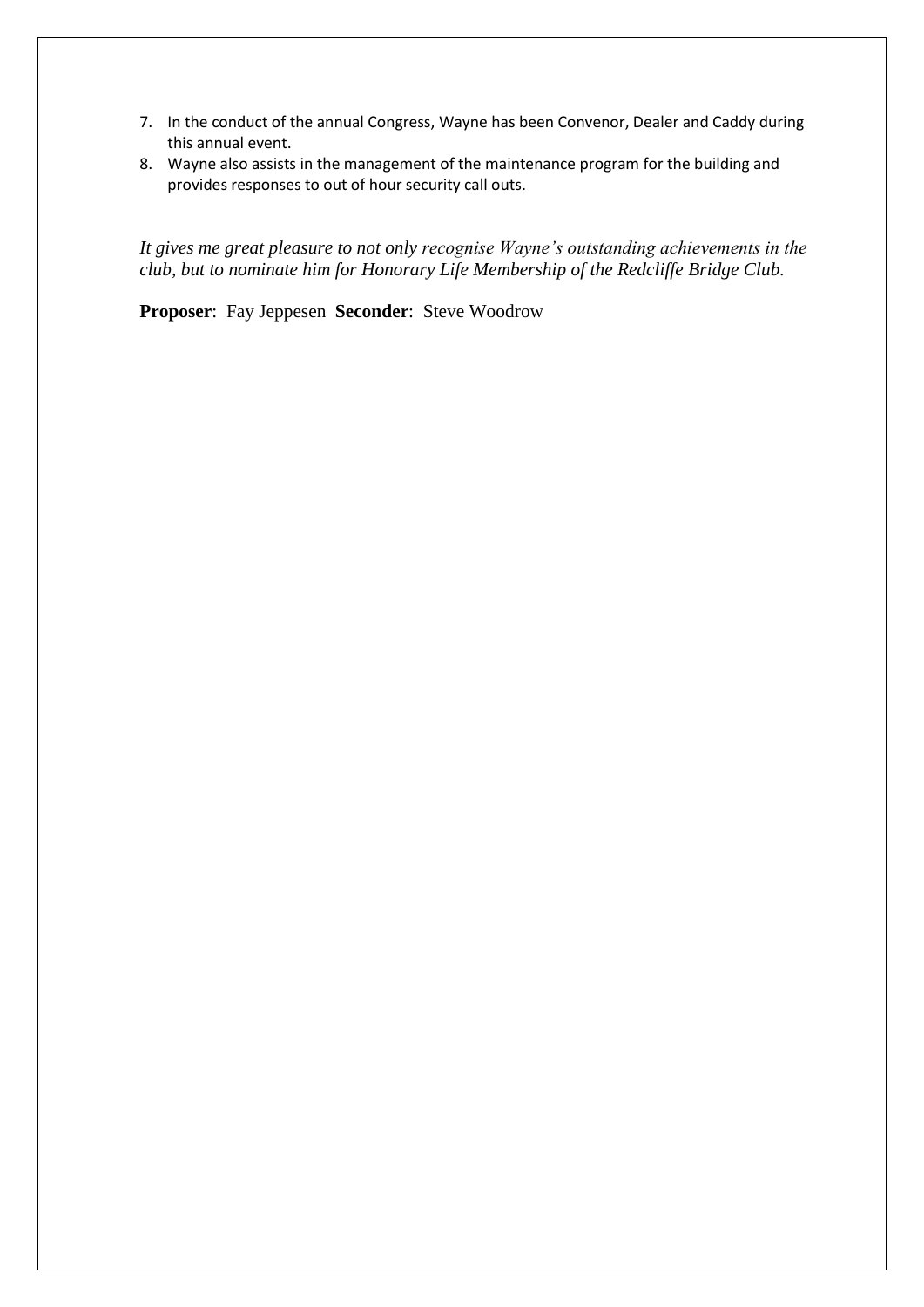7. In the conduct of the annual Congress, Wayne has been Convenor, Dealer and Caddy during this annual event.
8. Wayne also assists in the management of the maintenance program for the building and provides responses to out of hour security call outs.

*It gives me great pleasure to not only recognise Wayne's outstanding achievements in the club, but to nominate him for Honorary Life Membership of the Redcliffe Bridge Club.*

**Proposer**: Fay Jeppesen **Seconder**: Steve Woodrow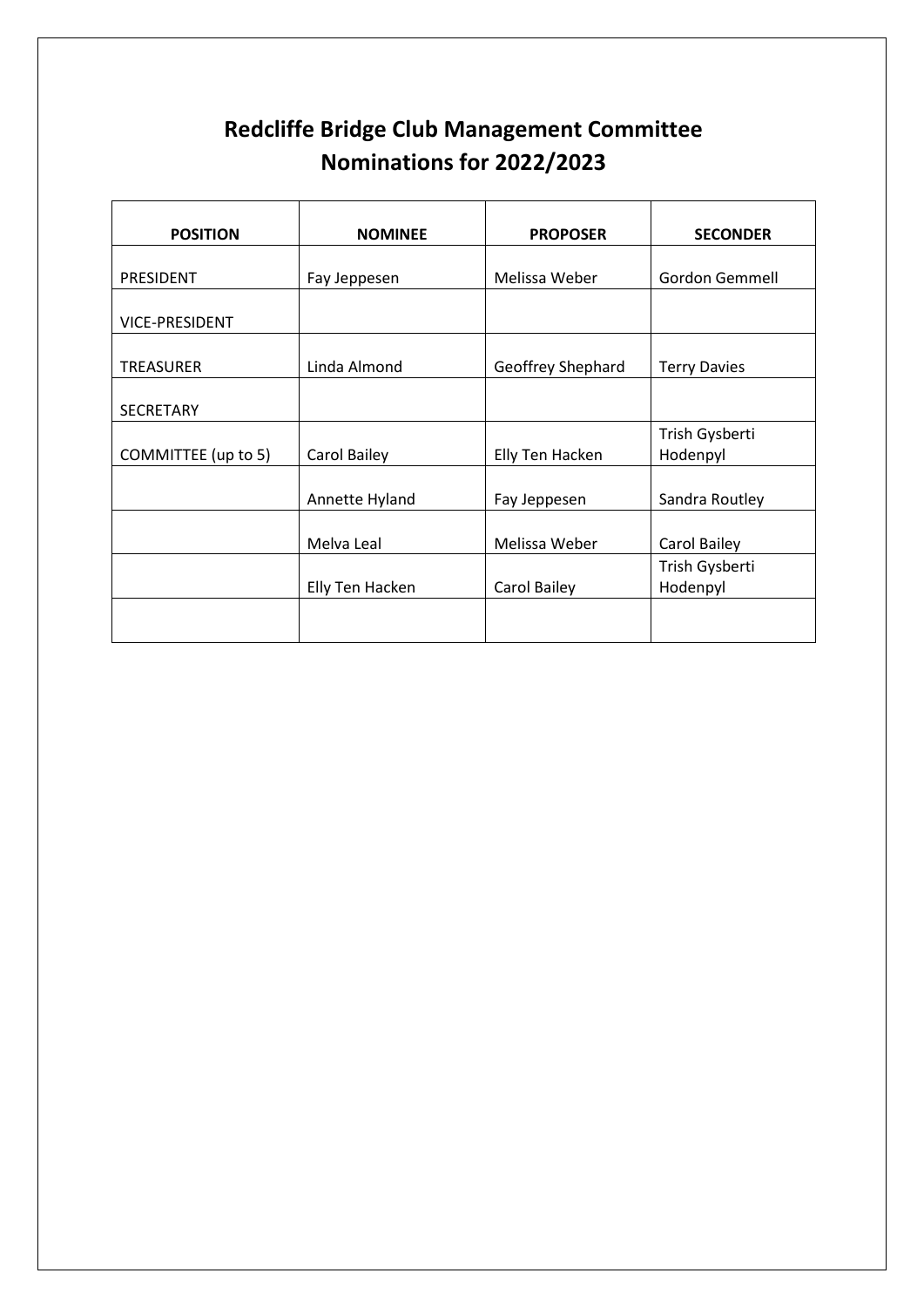# Redcliffe Bridge Club Management Committee
# Nominations for 2022/2023

| POSITION | NOMINEE | PROPOSER | SECONDER |
|---|---|---|---|
| PRESIDENT | Fay Jeppesen | Melissa Weber | Gordon Gemmell |
| VICE-PRESIDENT | | | |
| TREASURER | Linda Almond | Geoffrey Shephard | Terry Davies |
| SECRETARY | | | |
| COMMITTEE (up to 5) | Carol Bailey | Elly Ten Hacken | Trish Gysberti Hodenpyl |
| | Annette Hyland | Fay Jeppesen | Sandra Routley |
| | Melva Leal | Melissa Weber | Carol Bailey |
| | Elly Ten Hacken | Carol Bailey | Trish Gysberti Hodenpyl |
| | | | |